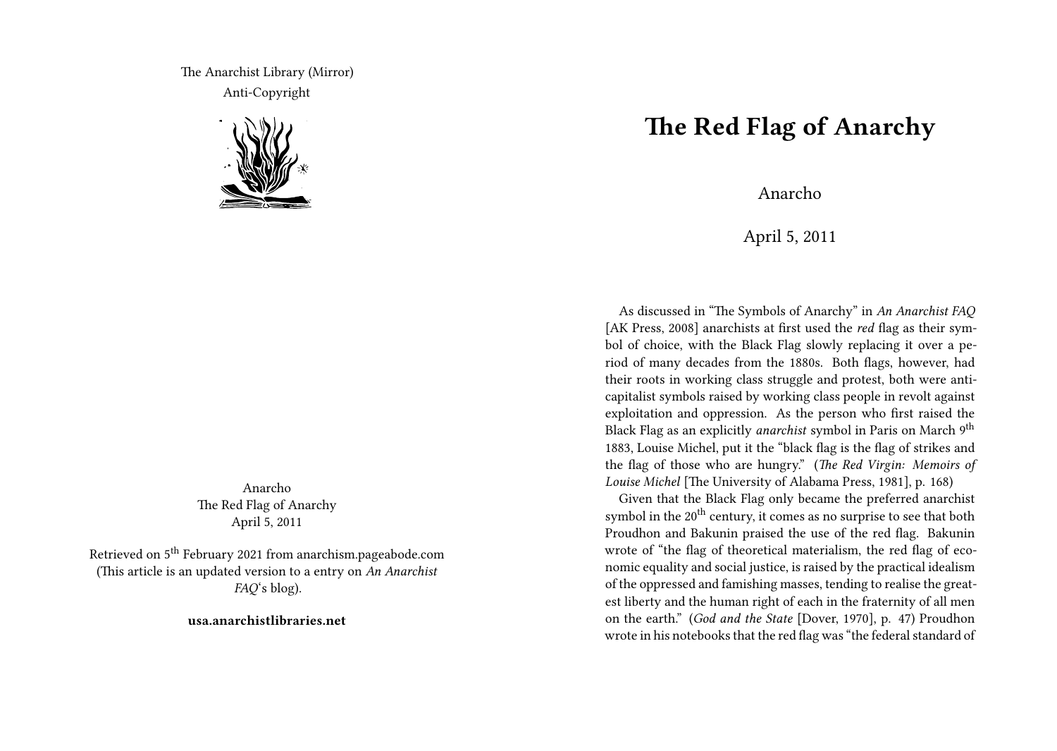The Anarchist Library (Mirror)
Anti-Copyright

Anarcho
The Red Flag of Anarchy
April 5, 2011

Retrieved on 5th February 2021 from anarchism.pageabode.com
(This article is an updated version to a entry on *An Anarchist FAQ*'s blog).

**usa.anarchistlibraries.net**

# The Red Flag of Anarchy

Anarcho

April 5, 2011

As discussed in "The Symbols of Anarchy" in *An Anarchist FAQ* [AK Press, 2008] anarchists at first used the *red* flag as their symbol of choice, with the Black Flag slowly replacing it over a period of many decades from the 1880s. Both flags, however, had their roots in working class struggle and protest, both were anti-capitalist symbols raised by working class people in revolt against exploitation and oppression. As the person who first raised the Black Flag as an explicitly *anarchist* symbol in Paris on March 9th 1883, Louise Michel, put it the "black flag is the flag of strikes and the flag of those who are hungry." (*The Red Virgin: Memoirs of Louise Michel* [The University of Alabama Press, 1981], p. 168)

Given that the Black Flag only became the preferred anarchist symbol in the 20th century, it comes as no surprise to see that both Proudhon and Bakunin praised the use of the red flag. Bakunin wrote of "the flag of theoretical materialism, the red flag of economic equality and social justice, is raised by the practical idealism of the oppressed and famishing masses, tending to realise the greatest liberty and the human right of each in the fraternity of all men on the earth." (*God and the State* [Dover, 1970], p. 47) Proudhon wrote in his notebooks that the red flag was "the federal standard of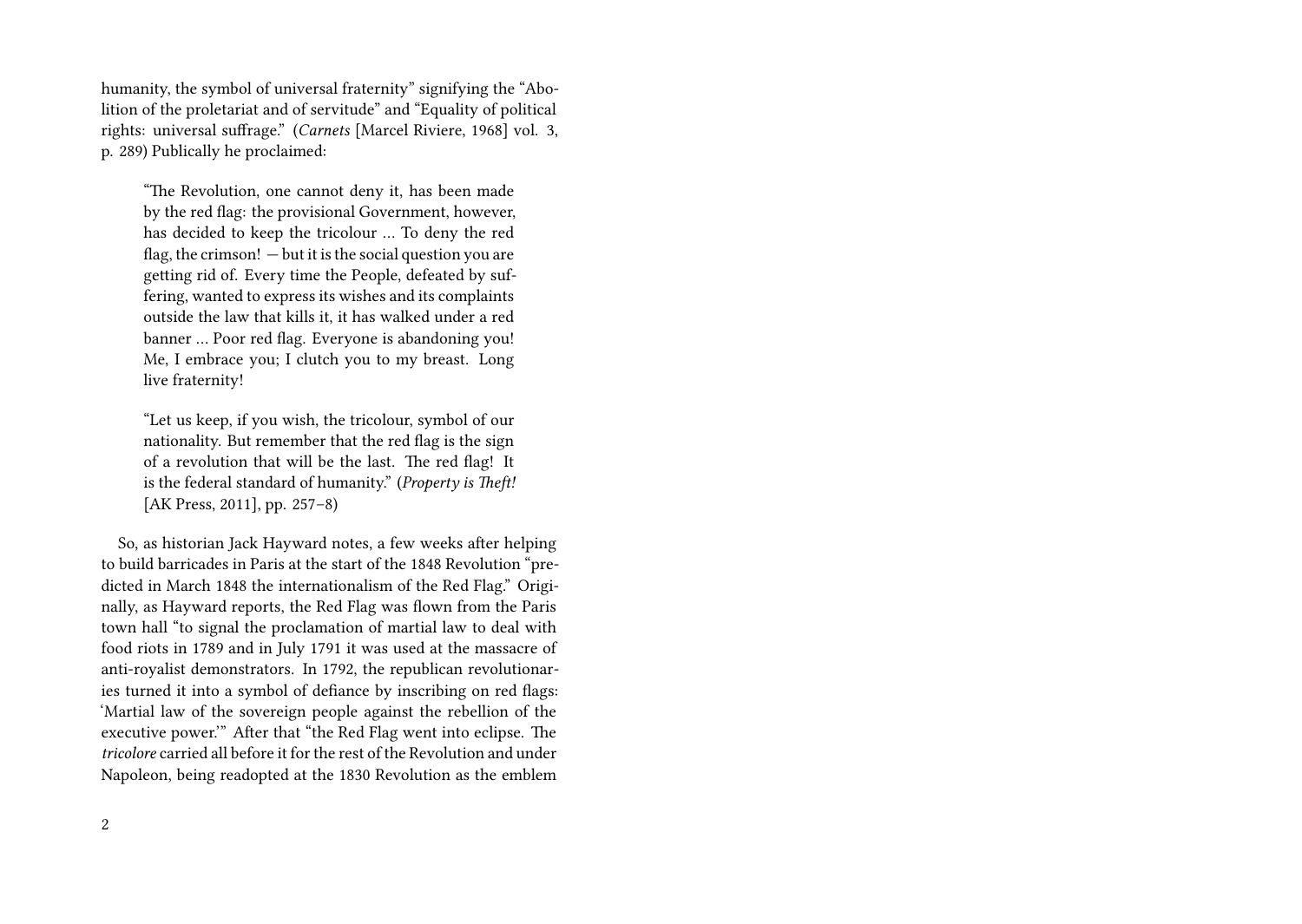humanity, the symbol of universal fraternity" signifying the "Abolition of the proletariat and of servitude" and "Equality of political rights: universal suffrage." (*Carnets* [Marcel Riviere, 1968] vol. 3, p. 289) Publically he proclaimed:

> "The Revolution, one cannot deny it, has been made by the red flag: the provisional Government, however, has decided to keep the tricolour … To deny the red flag, the crimson! — but it is the social question you are getting rid of. Every time the People, defeated by suffering, wanted to express its wishes and its complaints outside the law that kills it, it has walked under a red banner … Poor red flag. Everyone is abandoning you! Me, I embrace you; I clutch you to my breast. Long live fraternity!
>
> "Let us keep, if you wish, the tricolour, symbol of our nationality. But remember that the red flag is the sign of a revolution that will be the last. The red flag! It is the federal standard of humanity." (*Property is Theft!* [AK Press, 2011], pp. 257–8)

So, as historian Jack Hayward notes, a few weeks after helping to build barricades in Paris at the start of the 1848 Revolution "predicted in March 1848 the internationalism of the Red Flag." Originally, as Hayward reports, the Red Flag was flown from the Paris town hall "to signal the proclamation of martial law to deal with food riots in 1789 and in July 1791 it was used at the massacre of anti-royalist demonstrators. In 1792, the republican revolutionaries turned it into a symbol of defiance by inscribing on red flags: 'Martial law of the sovereign people against the rebellion of the executive power.'" After that "the Red Flag went into eclipse. The *tricolore* carried all before it for the rest of the Revolution and under Napoleon, being readopted at the 1830 Revolution as the emblem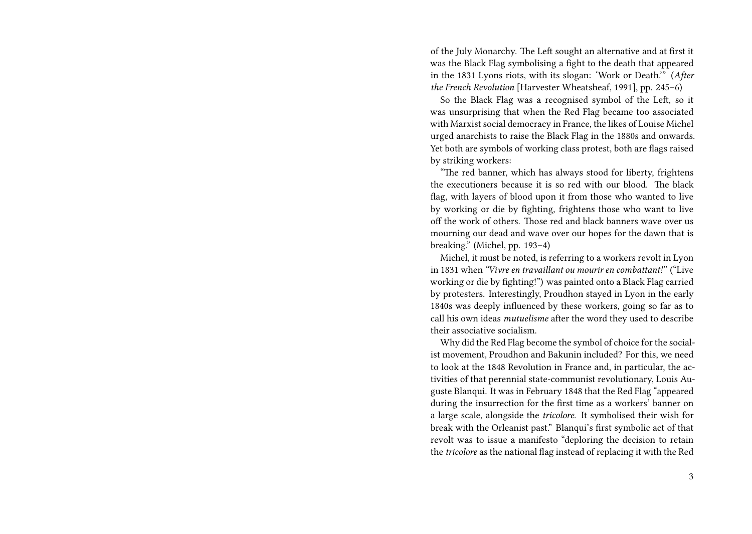of the July Monarchy. The Left sought an alternative and at first it was the Black Flag symbolising a fight to the death that appeared in the 1831 Lyons riots, with its slogan: 'Work or Death.'" (*After the French Revolution* [Harvester Wheatsheaf, 1991], pp. 245–6)

So the Black Flag was a recognised symbol of the Left, so it was unsurprising that when the Red Flag became too associated with Marxist social democracy in France, the likes of Louise Michel urged anarchists to raise the Black Flag in the 1880s and onwards. Yet both are symbols of working class protest, both are flags raised by striking workers:

"The red banner, which has always stood for liberty, frightens the executioners because it is so red with our blood. The black flag, with layers of blood upon it from those who wanted to live by working or die by fighting, frightens those who want to live off the work of others. Those red and black banners wave over us mourning our dead and wave over our hopes for the dawn that is breaking." (Michel, pp. 193–4)

Michel, it must be noted, is referring to a workers revolt in Lyon in 1831 when *"Vivre en travaillant ou mourir en combattant!"* ("Live working or die by fighting!") was painted onto a Black Flag carried by protesters. Interestingly, Proudhon stayed in Lyon in the early 1840s was deeply influenced by these workers, going so far as to call his own ideas *mutuelisme* after the word they used to describe their associative socialism.

Why did the Red Flag become the symbol of choice for the socialist movement, Proudhon and Bakunin included? For this, we need to look at the 1848 Revolution in France and, in particular, the activities of that perennial state-communist revolutionary, Louis Auguste Blanqui. It was in February 1848 that the Red Flag "appeared during the insurrection for the first time as a workers' banner on a large scale, alongside the *tricolore*. It symbolised their wish for break with the Orleanist past." Blanqui's first symbolic act of that revolt was to issue a manifesto "deploring the decision to retain the *tricolore* as the national flag instead of replacing it with the Red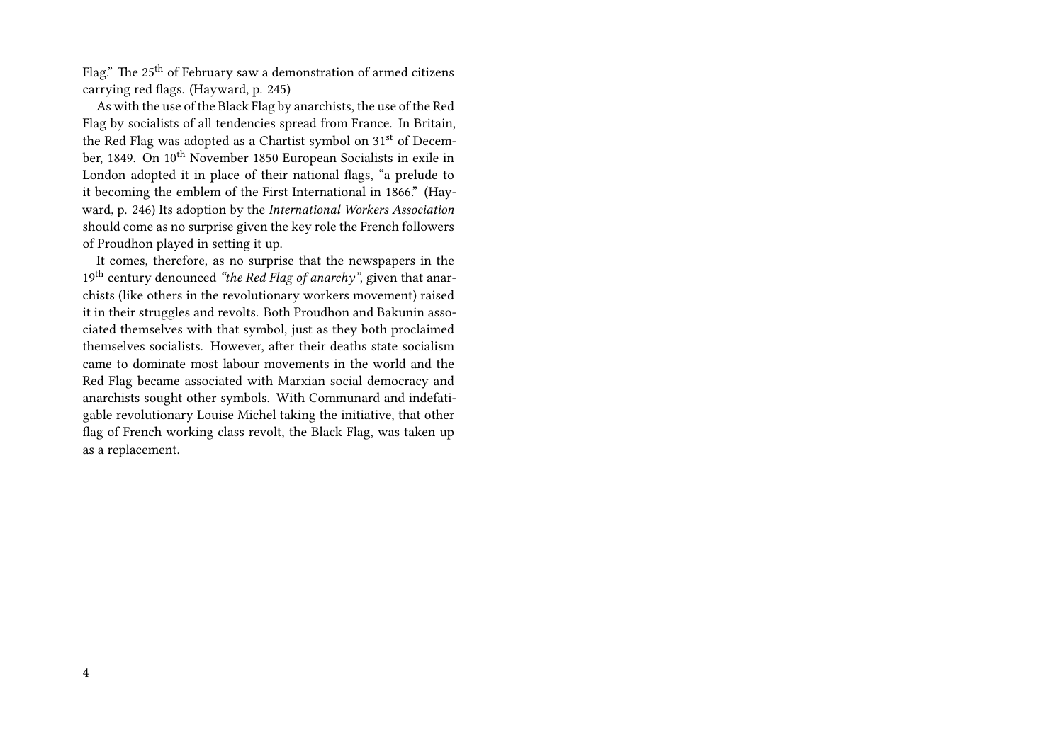Flag." The 25th of February saw a demonstration of armed citizens carrying red flags. (Hayward, p. 245)

As with the use of the Black Flag by anarchists, the use of the Red Flag by socialists of all tendencies spread from France. In Britain, the Red Flag was adopted as a Chartist symbol on 31st of December, 1849. On 10th November 1850 European Socialists in exile in London adopted it in place of their national flags, "a prelude to it becoming the emblem of the First International in 1866." (Hayward, p. 246) Its adoption by the *International Workers Association* should come as no surprise given the key role the French followers of Proudhon played in setting it up.

It comes, therefore, as no surprise that the newspapers in the 19th century denounced *"the Red Flag of anarchy"*, given that anarchists (like others in the revolutionary workers movement) raised it in their struggles and revolts. Both Proudhon and Bakunin associated themselves with that symbol, just as they both proclaimed themselves socialists. However, after their deaths state socialism came to dominate most labour movements in the world and the Red Flag became associated with Marxian social democracy and anarchists sought other symbols. With Communard and indefatigable revolutionary Louise Michel taking the initiative, that other flag of French working class revolt, the Black Flag, was taken up as a replacement.